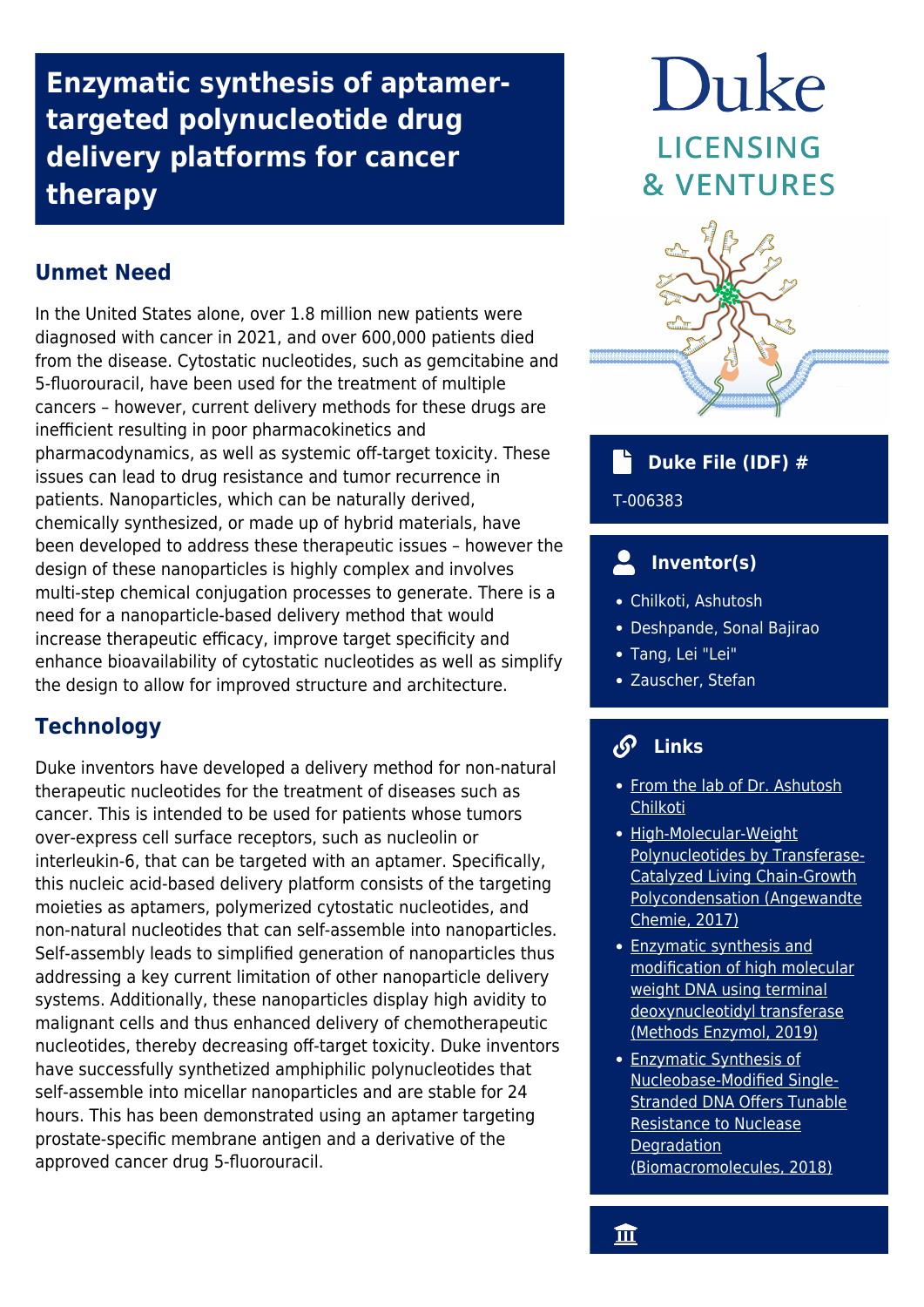# Enzymatic synthesis of aptamer-targeted polynucleotide drug delivery platforms for cancer therapy

Duke LICENSING & VENTURES

## Unmet Need

In the United States alone, over 1.8 million new patients were diagnosed with cancer in 2021, and over 600,000 patients died from the disease. Cytostatic nucleotides, such as gemcitabine and 5-fluorouracil, have been used for the treatment of multiple cancers – however, current delivery methods for these drugs are inefficient resulting in poor pharmacokinetics and pharmacodynamics, as well as systemic off-target toxicity. These issues can lead to drug resistance and tumor recurrence in patients. Nanoparticles, which can be naturally derived, chemically synthesized, or made up of hybrid materials, have been developed to address these therapeutic issues – however the design of these nanoparticles is highly complex and involves multi-step chemical conjugation processes to generate. There is a need for a nanoparticle-based delivery method that would increase therapeutic efficacy, improve target specificity and enhance bioavailability of cytostatic nucleotides as well as simplify the design to allow for improved structure and architecture.

## Technology

Duke inventors have developed a delivery method for non-natural therapeutic nucleotides for the treatment of diseases such as cancer. This is intended to be used for patients whose tumors over-express cell surface receptors, such as nucleolin or interleukin-6, that can be targeted with an aptamer. Specifically, this nucleic acid-based delivery platform consists of the targeting moieties as aptamers, polymerized cytostatic nucleotides, and non-natural nucleotides that can self-assemble into nanoparticles. Self-assembly leads to simplified generation of nanoparticles thus addressing a key current limitation of other nanoparticle delivery systems. Additionally, these nanoparticles display high avidity to malignant cells and thus enhanced delivery of chemotherapeutic nucleotides, thereby decreasing off-target toxicity. Duke inventors have successfully synthetized amphiphilic polynucleotides that self-assemble into micellar nanoparticles and are stable for 24 hours. This has been demonstrated using an aptamer targeting prostate-specific membrane antigen and a derivative of the approved cancer drug 5-fluorouracil.

## Duke File (IDF) #

T-006383

## Inventor(s)

- Chilkoti, Ashutosh
- Deshpande, Sonal Bajirao
- Tang, Lei "Lei"
- Zauscher, Stefan

## Links

- From the lab of Dr. Ashutosh Chilkoti
- High-Molecular-Weight Polynucleotides by Transferase-Catalyzed Living Chain-Growth Polycondensation (Angewandte Chemie, 2017)
- Enzymatic synthesis and modification of high molecular weight DNA using terminal deoxynucleotidyl transferase (Methods Enzymol, 2019)
- Enzymatic Synthesis of Nucleobase-Modified Single-Stranded DNA Offers Tunable Resistance to Nuclease Degradation (Biomacromolecules, 2018)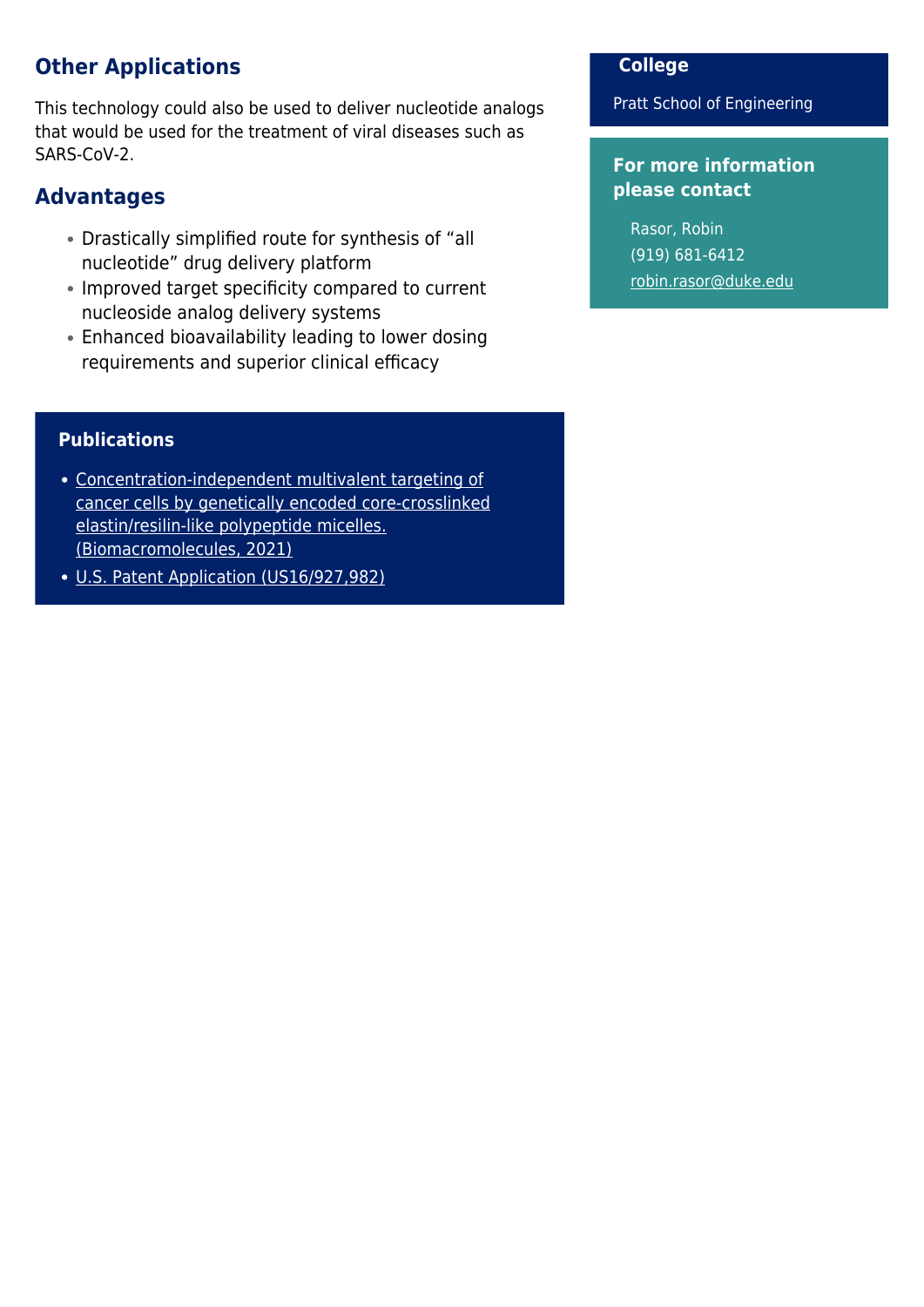## Other Applications

This technology could also be used to deliver nucleotide analogs that would be used for the treatment of viral diseases such as SARS-CoV-2.

## Advantages

- Drastically simplified route for synthesis of "all nucleotide" drug delivery platform
- Improved target specificity compared to current nucleoside analog delivery systems
- Enhanced bioavailability leading to lower dosing requirements and superior clinical efficacy

### Publications

- Concentration-independent multivalent targeting of cancer cells by genetically encoded core-crosslinked elastin/resilin-like polypeptide micelles. (Biomacromolecules, 2021)
- U.S. Patent Application (US16/927,982)

### College

Pratt School of Engineering

### For more information please contact

Rasor, Robin
(919) 681-6412
robin.rasor@duke.edu